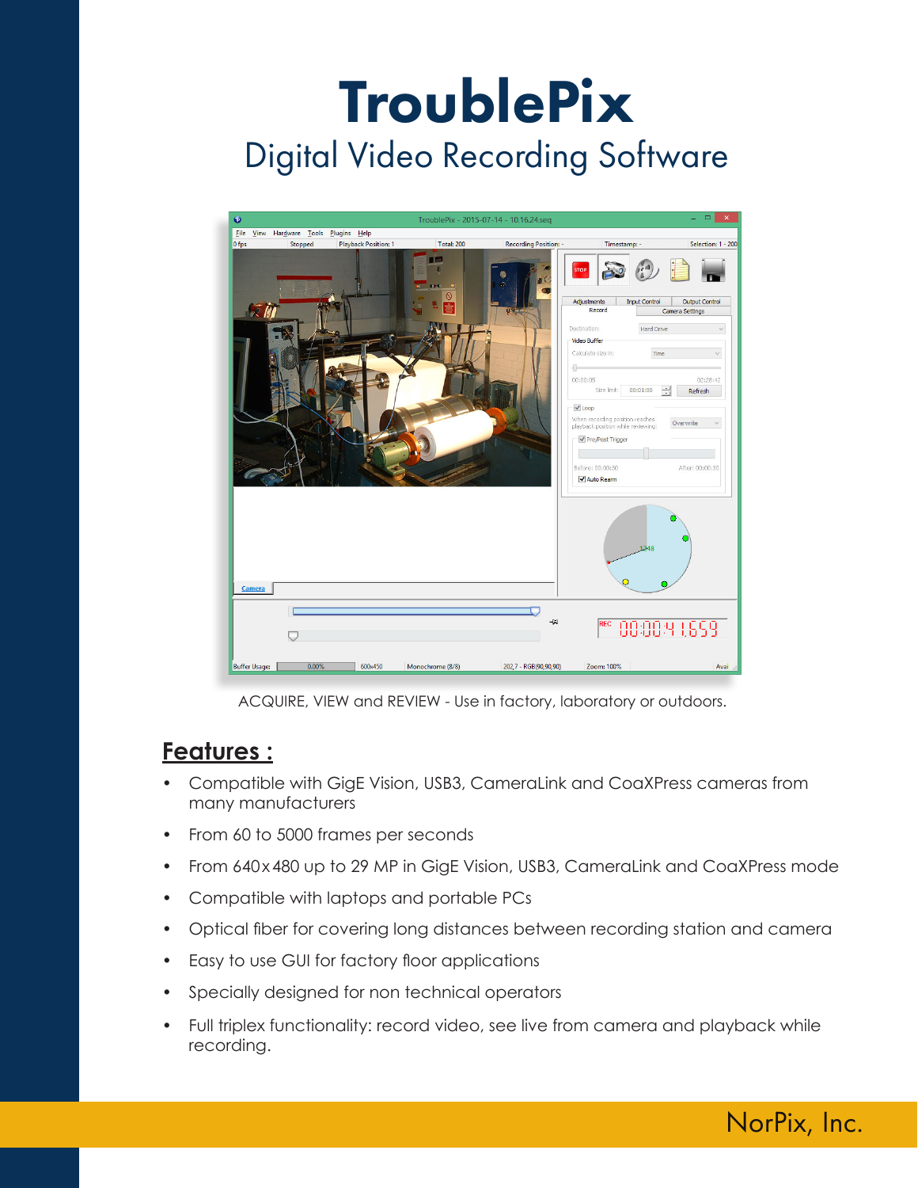# TroublePix

## Digital Video Recording Software

ACQUIRE, VIEW and REVIEW - Use in factory, laboratory or outdoors.

## Features :

- Compatible with GigE Vision, USB3, CameraLink and CoaXPress cameras from many manufacturers
- From 60 to 5000 frames per seconds
- From 640x480 up to 29 MP in GigE Vision, USB3, CameraLink and CoaXPress mode
- Compatible with laptops and portable PCs
- Optical fiber for covering long distances between recording station and camera
- Easy to use GUI for factory floor applications
- Specially designed for non technical operators
- Full triplex functionality: record video, see live from camera and playback while recording.

NorPix, Inc.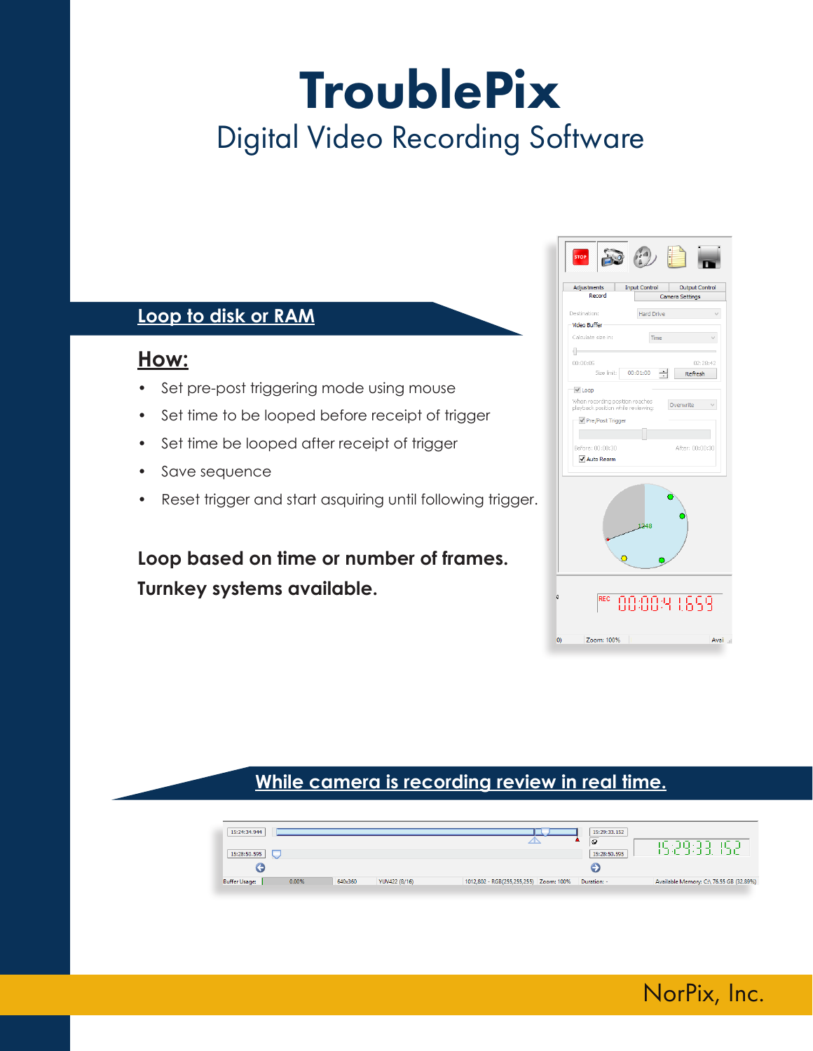# TroublePix

Digital Video Recording Software

## Loop to disk or RAM

### How:

- Set pre-post triggering mode using mouse
- Set time to be looped before receipt of trigger
- Set time be looped after receipt of trigger
- Save sequence
- Reset trigger and start asquiring until following trigger.

**Loop based on time or number of frames.**

**Turnkey systems available.**

## While camera is recording review in real time.

NorPix, Inc.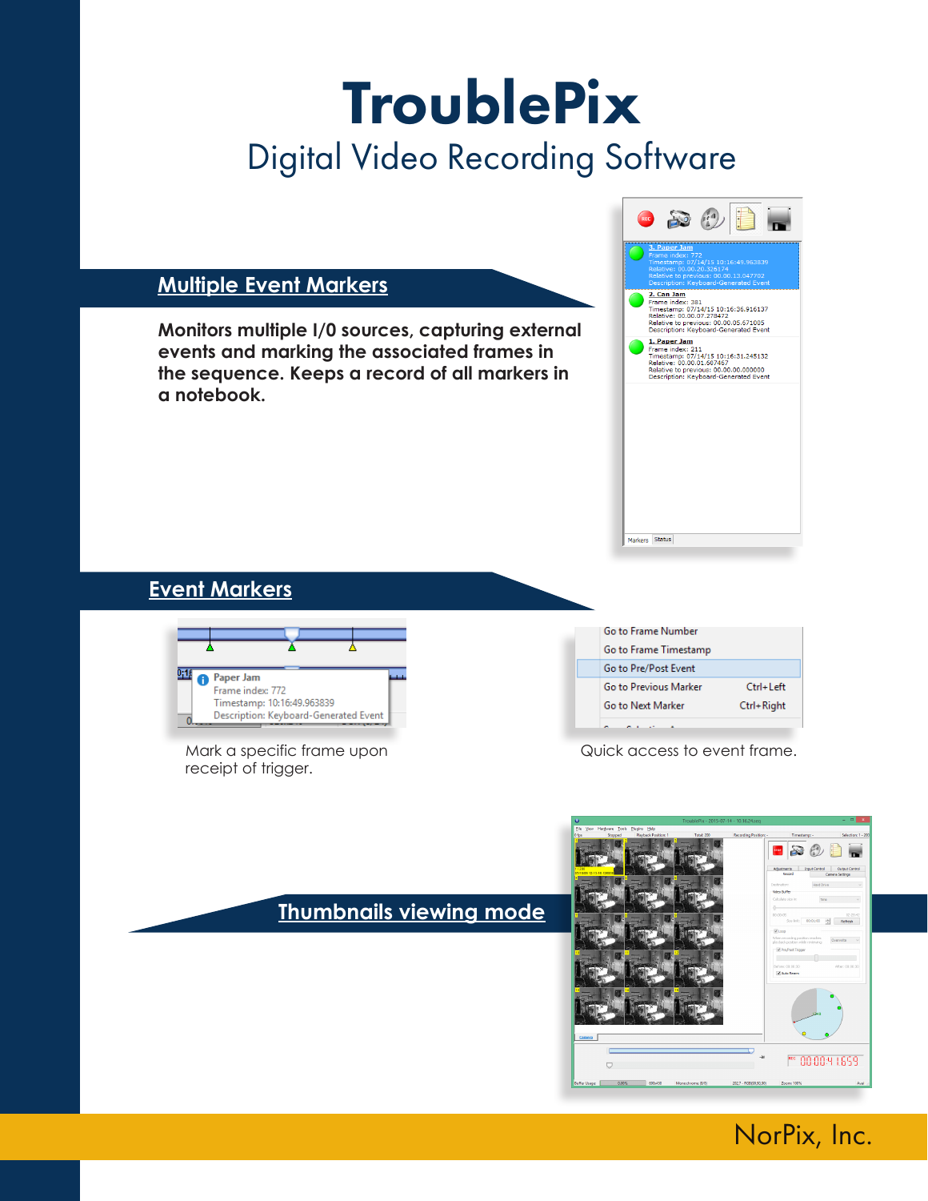# TroublePix

## Digital Video Recording Software

## Multiple Event Markers

**Monitors multiple I/0 sources, capturing external events and marking the associated frames in the sequence. Keeps a record of all markers in a notebook.**

## Event Markers

Mark a specific frame upon receipt of trigger.

Quick access to event frame.

## Thumbnails viewing mode

NorPix, Inc.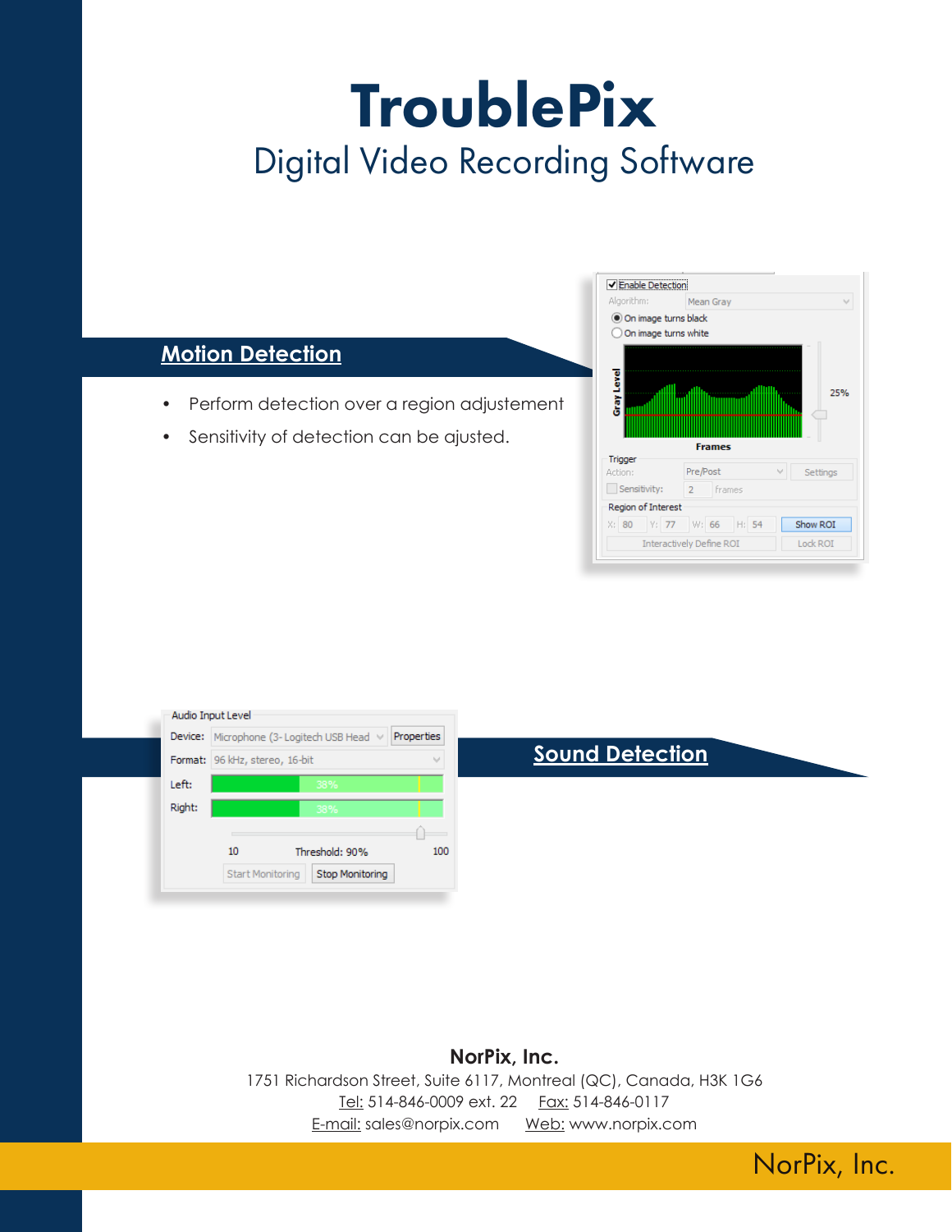# TroublePix

Digital Video Recording Software

## Motion Detection

- Perform detection over a region adjustement
- Sensitivity of detection can be ajusted.

## Sound Detection

**NorPix, Inc.**

1751 Richardson Street, Suite 6117, Montreal (QC), Canada, H3K 1G6

Tel: 514-846-0009 ext. 22    Fax: 514-846-0117

E-mail: sales@norpix.com    Web: www.norpix.com

NorPix, Inc.